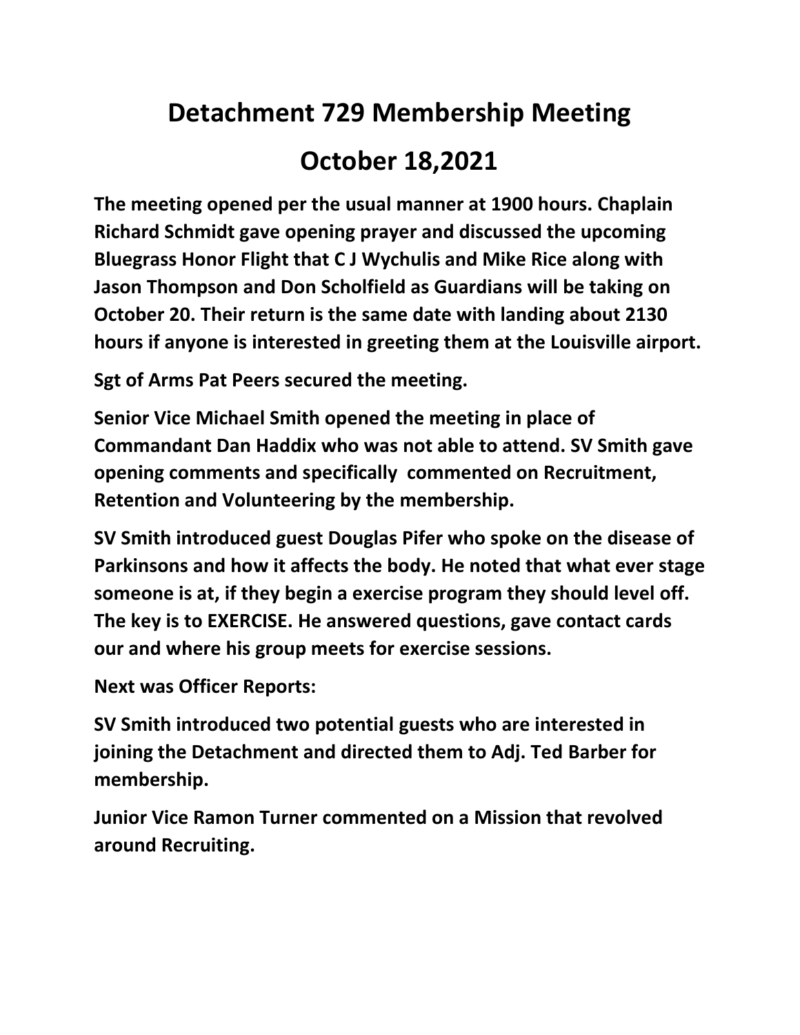# Detachment 729 Membership Meeting

# October 18,2021

**The meeting opened per the usual manner at 1900 hours. Chaplain Richard Schmidt gave opening prayer and discussed the upcoming Bluegrass Honor Flight that C J Wychulis and Mike Rice along with Jason Thompson and Don Scholfield as Guardians will be taking on October 20. Their return is the same date with landing about 2130 hours if anyone is interested in greeting them at the Louisville airport.**

**Sgt of Arms Pat Peers secured the meeting.**

**Senior Vice Michael Smith opened the meeting in place of Commandant Dan Haddix who was not able to attend. SV Smith gave opening comments and specifically commented on Recruitment, Retention and Volunteering by the membership.**

**SV Smith introduced guest Douglas Pifer who spoke on the disease of Parkinsons and how it affects the body. He noted that what ever stage someone is at, if they begin a exercise program they should level off. The key is to EXERCISE. He answered questions, gave contact cards our and where his group meets for exercise sessions.**

**Next was Officer Reports:**

**SV Smith introduced two potential guests who are interested in joining the Detachment and directed them to Adj. Ted Barber for membership.**

**Junior Vice Ramon Turner commented on a Mission that revolved around Recruiting.**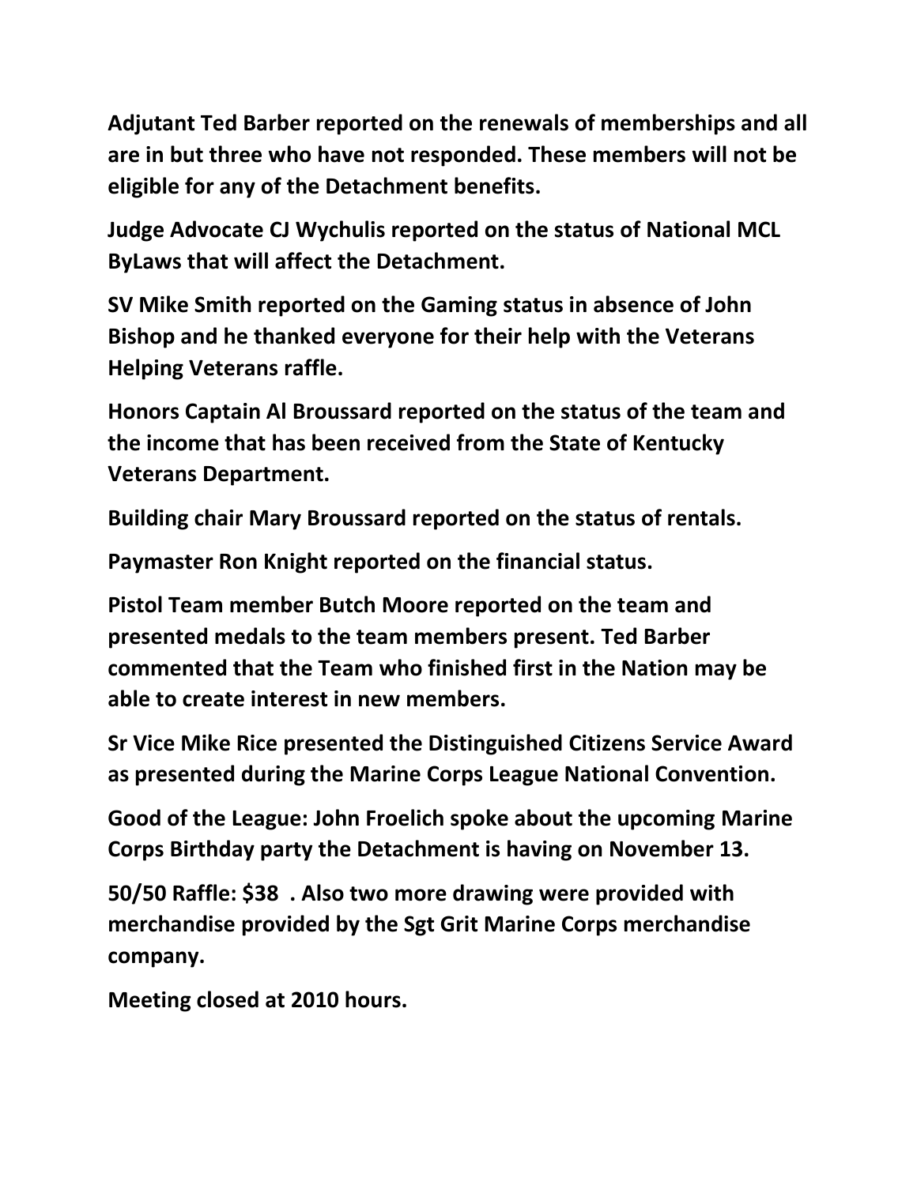**Adjutant Ted Barber reported on the renewals of memberships and all are in but three who have not responded. These members will not be eligible for any of the Detachment benefits.**

**Judge Advocate CJ Wychulis reported on the status of National MCL ByLaws that will affect the Detachment.**

**SV Mike Smith reported on the Gaming status in absence of John Bishop and he thanked everyone for their help with the Veterans Helping Veterans raffle.**

**Honors Captain Al Broussard reported on the status of the team and the income that has been received from the State of Kentucky Veterans Department.**

**Building chair Mary Broussard reported on the status of rentals.**

**Paymaster Ron Knight reported on the financial status.**

**Pistol Team member Butch Moore reported on the team and presented medals to the team members present. Ted Barber commented that the Team who finished first in the Nation may be able to create interest in new members.**

**Sr Vice Mike Rice presented the Distinguished Citizens Service Award as presented during the Marine Corps League National Convention.**

**Good of the League: John Froelich spoke about the upcoming Marine Corps Birthday party the Detachment is having on November 13.**

**50/50 Raffle: $38 . Also two more drawing were provided with merchandise provided by the Sgt Grit Marine Corps merchandise company.**

**Meeting closed at 2010 hours.**